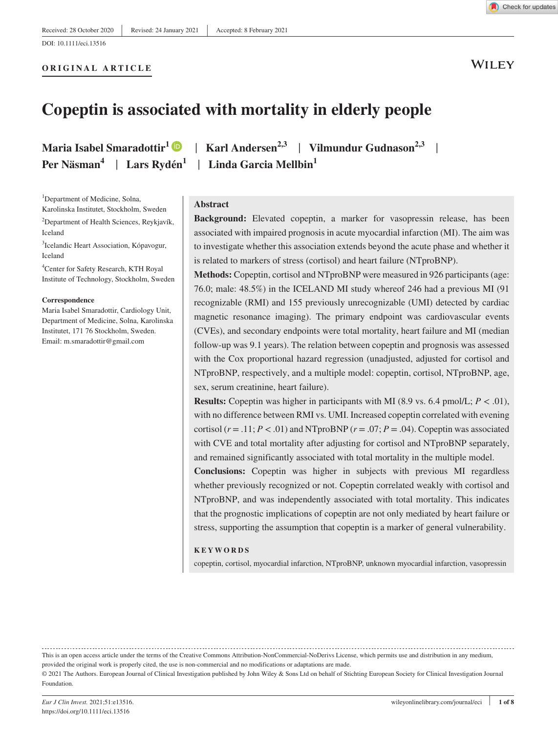Received: 28 October 2020 | Revised: 24 January 2021 | Accepted: 8 February 2021

DOI: 10.1111/eci.13516

ORIGINAL ARTICLE

# Copeptin is associated with mortality in elderly people

**Maria Isabel Smaradottir**[1] | **Karl Andersen**[2,3] | **Vilmundur Gudnason**[2,3] | **Per Näsman**[4] | **Lars Rydén**[1] | **Linda Garcia Mellbin**[1]

[1]Department of Medicine, Solna, Karolinska Institutet, Stockholm, Sweden

[2]Department of Health Sciences, Reykjavík, Iceland

[3]Icelandic Heart Association, Kópavogur, Iceland

[4]Center for Safety Research, KTH Royal Institute of Technology, Stockholm, Sweden

**Correspondence**

Maria Isabel Smaradottir, Cardiology Unit, Department of Medicine, Solna, Karolinska Institutet, 171 76 Stockholm, Sweden.
Email: m.smaradottir@gmail.com

## Abstract

**Background:** Elevated copeptin, a marker for vasopressin release, has been associated with impaired prognosis in acute myocardial infarction (MI). The aim was to investigate whether this association extends beyond the acute phase and whether it is related to markers of stress (cortisol) and heart failure (NTproBNP).

**Methods:** Copeptin, cortisol and NTproBNP were measured in 926 participants (age: 76.0; male: 48.5%) in the ICELAND MI study whereof 246 had a previous MI (91 recognizable (RMI) and 155 previously unrecognizable (UMI) detected by cardiac magnetic resonance imaging). The primary endpoint was cardiovascular events (CVEs), and secondary endpoints were total mortality, heart failure and MI (median follow-up was 9.1 years). The relation between copeptin and prognosis was assessed with the Cox proportional hazard regression (unadjusted, adjusted for cortisol and NTproBNP, respectively, and a multiple model: copeptin, cortisol, NTproBNP, age, sex, serum creatinine, heart failure).

**Results:** Copeptin was higher in participants with MI (8.9 vs. 6.4 pmol/L; $P < .01$), with no difference between RMI vs. UMI. Increased copeptin correlated with evening cortisol ($r = .11$; $P < .01$) and NTproBNP ($r = .07$; $P = .04$). Copeptin was associated with CVE and total mortality after adjusting for cortisol and NTproBNP separately, and remained significantly associated with total mortality in the multiple model.

**Conclusions:** Copeptin was higher in subjects with previous MI regardless whether previously recognized or not. Copeptin correlated weakly with cortisol and NTproBNP, and was independently associated with total mortality. This indicates that the prognostic implications of copeptin are not only mediated by heart failure or stress, supporting the assumption that copeptin is a marker of general vulnerability.

**KEYWORDS**

copeptin, cortisol, myocardial infarction, NTproBNP, unknown myocardial infarction, vasopressin

---

This is an open access article under the terms of the Creative Commons Attribution-NonCommercial-NoDerivs License, which permits use and distribution in any medium, provided the original work is properly cited, the use is non-commercial and no modifications or adaptations are made.

© 2021 The Authors. European Journal of Clinical Investigation published by John Wiley & Sons Ltd on behalf of Stichting European Society for Clinical Investigation Journal Foundation.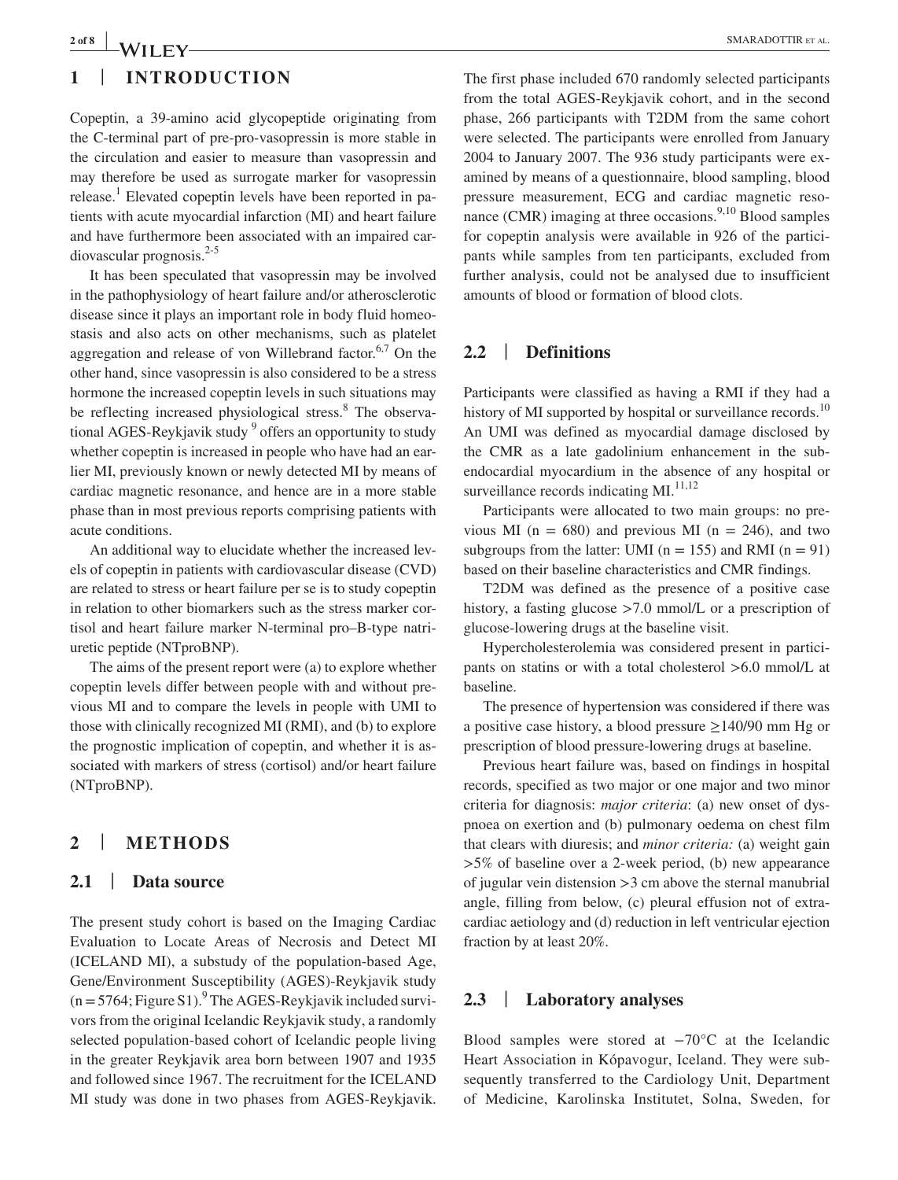## 1 | INTRODUCTION

Copeptin, a 39-amino acid glycopeptide originating from the C-terminal part of pre-pro-vasopressin is more stable in the circulation and easier to measure than vasopressin and may therefore be used as surrogate marker for vasopressin release.[1] Elevated copeptin levels have been reported in patients with acute myocardial infarction (MI) and heart failure and have furthermore been associated with an impaired cardiovascular prognosis.[2-5]

It has been speculated that vasopressin may be involved in the pathophysiology of heart failure and/or atherosclerotic disease since it plays an important role in body fluid homeostasis and also acts on other mechanisms, such as platelet aggregation and release of von Willebrand factor.[6,7] On the other hand, since vasopressin is also considered to be a stress hormone the increased copeptin levels in such situations may be reflecting increased physiological stress.[8] The observational AGES-Reykjavik study [9] offers an opportunity to study whether copeptin is increased in people who have had an earlier MI, previously known or newly detected MI by means of cardiac magnetic resonance, and hence are in a more stable phase than in most previous reports comprising patients with acute conditions.

An additional way to elucidate whether the increased levels of copeptin in patients with cardiovascular disease (CVD) are related to stress or heart failure per se is to study copeptin in relation to other biomarkers such as the stress marker cortisol and heart failure marker N-terminal pro–B-type natriuretic peptide (NTproBNP).

The aims of the present report were (a) to explore whether copeptin levels differ between people with and without previous MI and to compare the levels in people with UMI to those with clinically recognized MI (RMI), and (b) to explore the prognostic implication of copeptin, and whether it is associated with markers of stress (cortisol) and/or heart failure (NTproBNP).

## 2 | METHODS

### 2.1 | Data source

The present study cohort is based on the Imaging Cardiac Evaluation to Locate Areas of Necrosis and Detect MI (ICELAND MI), a substudy of the population-based Age, Gene/Environment Susceptibility (AGES)-Reykjavik study (n = 5764; Figure S1).[9] The AGES-Reykjavik included survivors from the original Icelandic Reykjavik study, a randomly selected population-based cohort of Icelandic people living in the greater Reykjavik area born between 1907 and 1935 and followed since 1967. The recruitment for the ICELAND MI study was done in two phases from AGES-Reykjavik. The first phase included 670 randomly selected participants from the total AGES-Reykjavik cohort, and in the second phase, 266 participants with T2DM from the same cohort were selected. The participants were enrolled from January 2004 to January 2007. The 936 study participants were examined by means of a questionnaire, blood sampling, blood pressure measurement, ECG and cardiac magnetic resonance (CMR) imaging at three occasions.[9,10] Blood samples for copeptin analysis were available in 926 of the participants while samples from ten participants, excluded from further analysis, could not be analysed due to insufficient amounts of blood or formation of blood clots.

### 2.2 | Definitions

Participants were classified as having a RMI if they had a history of MI supported by hospital or surveillance records.[10] An UMI was defined as myocardial damage disclosed by the CMR as a late gadolinium enhancement in the subendocardial myocardium in the absence of any hospital or surveillance records indicating MI.[11,12]

Participants were allocated to two main groups: no previous MI (n = 680) and previous MI (n = 246), and two subgroups from the latter: UMI (n = 155) and RMI (n = 91) based on their baseline characteristics and CMR findings.

T2DM was defined as the presence of a positive case history, a fasting glucose >7.0 mmol/L or a prescription of glucose-lowering drugs at the baseline visit.

Hypercholesterolemia was considered present in participants on statins or with a total cholesterol >6.0 mmol/L at baseline.

The presence of hypertension was considered if there was a positive case history, a blood pressure ≥140/90 mm Hg or prescription of blood pressure-lowering drugs at baseline.

Previous heart failure was, based on findings in hospital records, specified as two major or one major and two minor criteria for diagnosis: *major criteria*: (a) new onset of dyspnoea on exertion and (b) pulmonary oedema on chest film that clears with diuresis; and *minor criteria:* (a) weight gain >5% of baseline over a 2-week period, (b) new appearance of jugular vein distension >3 cm above the sternal manubrial angle, filling from below, (c) pleural effusion not of extracardiac aetiology and (d) reduction in left ventricular ejection fraction by at least 20%.

### 2.3 | Laboratory analyses

Blood samples were stored at −70°C at the Icelandic Heart Association in Kópavogur, Iceland. They were subsequently transferred to the Cardiology Unit, Department of Medicine, Karolinska Institutet, Solna, Sweden, for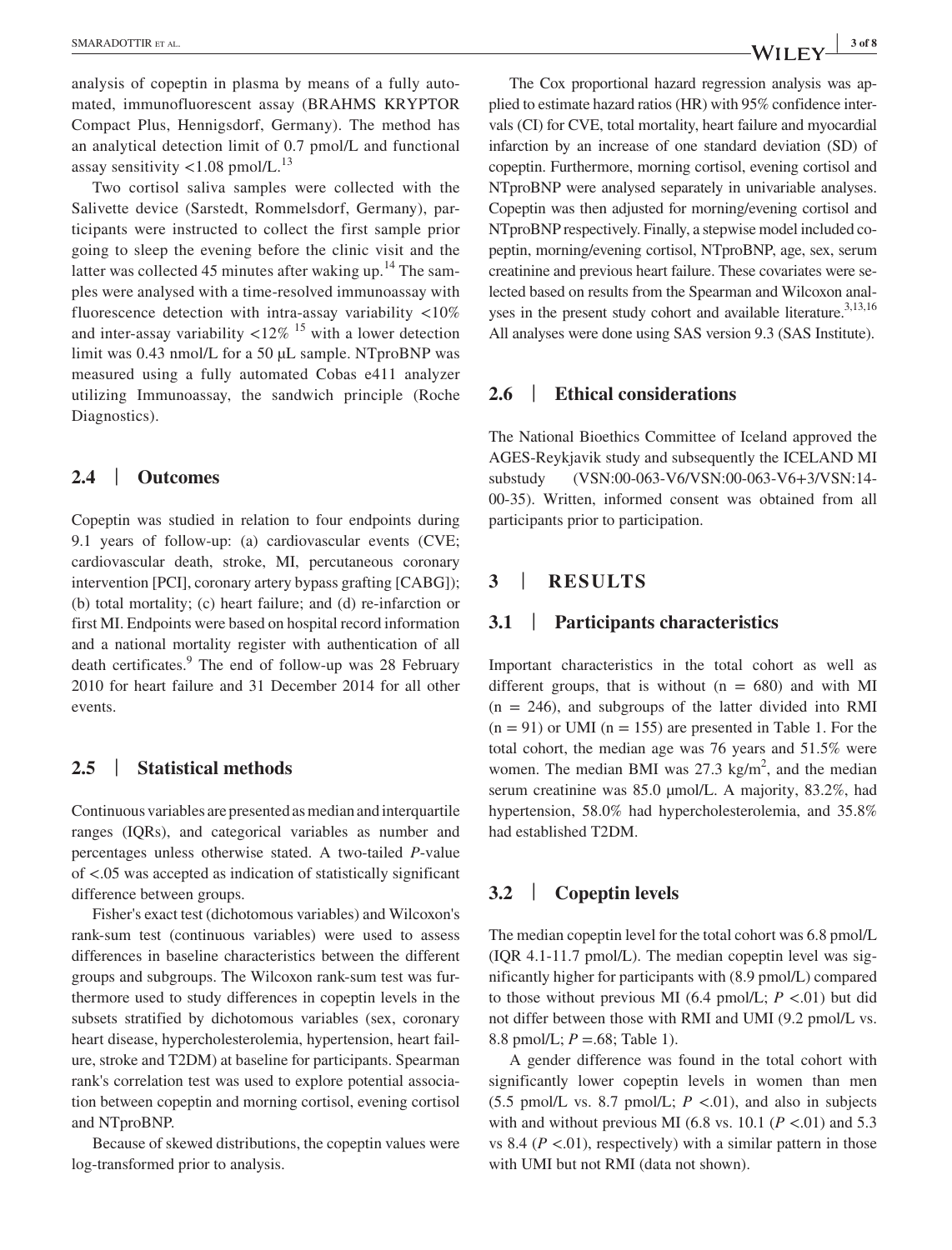analysis of copeptin in plasma by means of a fully automated, immunofluorescent assay (BRAHMS KRYPTOR Compact Plus, Hennigsdorf, Germany). The method has an analytical detection limit of 0.7 pmol/L and functional assay sensitivity <1.08 pmol/L.[13]

Two cortisol saliva samples were collected with the Salivette device (Sarstedt, Rommelsdorf, Germany), participants were instructed to collect the first sample prior going to sleep the evening before the clinic visit and the latter was collected 45 minutes after waking up.[14] The samples were analysed with a time-resolved immunoassay with fluorescence detection with intra-assay variability <10% and inter-assay variability <12% [15] with a lower detection limit was 0.43 nmol/L for a 50 μL sample. NTproBNP was measured using a fully automated Cobas e411 analyzer utilizing Immunoassay, the sandwich principle (Roche Diagnostics).

## 2.4 | Outcomes

Copeptin was studied in relation to four endpoints during 9.1 years of follow-up: (a) cardiovascular events (CVE; cardiovascular death, stroke, MI, percutaneous coronary intervention [PCI], coronary artery bypass grafting [CABG]); (b) total mortality; (c) heart failure; and (d) re-infarction or first MI. Endpoints were based on hospital record information and a national mortality register with authentication of all death certificates.[9] The end of follow-up was 28 February 2010 for heart failure and 31 December 2014 for all other events.

## 2.5 | Statistical methods

Continuous variables are presented as median and interquartile ranges (IQRs), and categorical variables as number and percentages unless otherwise stated. A two-tailed *P*-value of <.05 was accepted as indication of statistically significant difference between groups.

Fisher's exact test (dichotomous variables) and Wilcoxon's rank-sum test (continuous variables) were used to assess differences in baseline characteristics between the different groups and subgroups. The Wilcoxon rank-sum test was furthermore used to study differences in copeptin levels in the subsets stratified by dichotomous variables (sex, coronary heart disease, hypercholesterolemia, hypertension, heart failure, stroke and T2DM) at baseline for participants. Spearman rank's correlation test was used to explore potential association between copeptin and morning cortisol, evening cortisol and NTproBNP.

Because of skewed distributions, the copeptin values were log-transformed prior to analysis.

The Cox proportional hazard regression analysis was applied to estimate hazard ratios (HR) with 95% confidence intervals (CI) for CVE, total mortality, heart failure and myocardial infarction by an increase of one standard deviation (SD) of copeptin. Furthermore, morning cortisol, evening cortisol and NTproBNP were analysed separately in univariable analyses. Copeptin was then adjusted for morning/evening cortisol and NTproBNP respectively. Finally, a stepwise model included copeptin, morning/evening cortisol, NTproBNP, age, sex, serum creatinine and previous heart failure. These covariates were selected based on results from the Spearman and Wilcoxon analyses in the present study cohort and available literature.[3,13,16] All analyses were done using SAS version 9.3 (SAS Institute).

## 2.6 | Ethical considerations

The National Bioethics Committee of Iceland approved the AGES-Reykjavik study and subsequently the ICELAND MI substudy (VSN:00-063-V6/VSN:00-063-V6+3/VSN:14-00-35). Written, informed consent was obtained from all participants prior to participation.

# 3 | RESULTS

## 3.1 | Participants characteristics

Important characteristics in the total cohort as well as different groups, that is without (n = 680) and with MI (n = 246), and subgroups of the latter divided into RMI (n = 91) or UMI (n = 155) are presented in Table 1. For the total cohort, the median age was 76 years and 51.5% were women. The median BMI was 27.3 kg/m$^2$, and the median serum creatinine was 85.0 μmol/L. A majority, 83.2%, had hypertension, 58.0% had hypercholesterolemia, and 35.8% had established T2DM.

## 3.2 | Copeptin levels

The median copeptin level for the total cohort was 6.8 pmol/L (IQR 4.1-11.7 pmol/L). The median copeptin level was significantly higher for participants with (8.9 pmol/L) compared to those without previous MI (6.4 pmol/L; $P$ <.01) but did not differ between those with RMI and UMI (9.2 pmol/L vs. 8.8 pmol/L; $P$ =.68; Table 1).

A gender difference was found in the total cohort with significantly lower copeptin levels in women than men (5.5 pmol/L vs. 8.7 pmol/L; $P$ <.01), and also in subjects with and without previous MI (6.8 vs. 10.1 ($P$ <.01) and 5.3 vs 8.4 ($P$ <.01), respectively) with a similar pattern in those with UMI but not RMI (data not shown).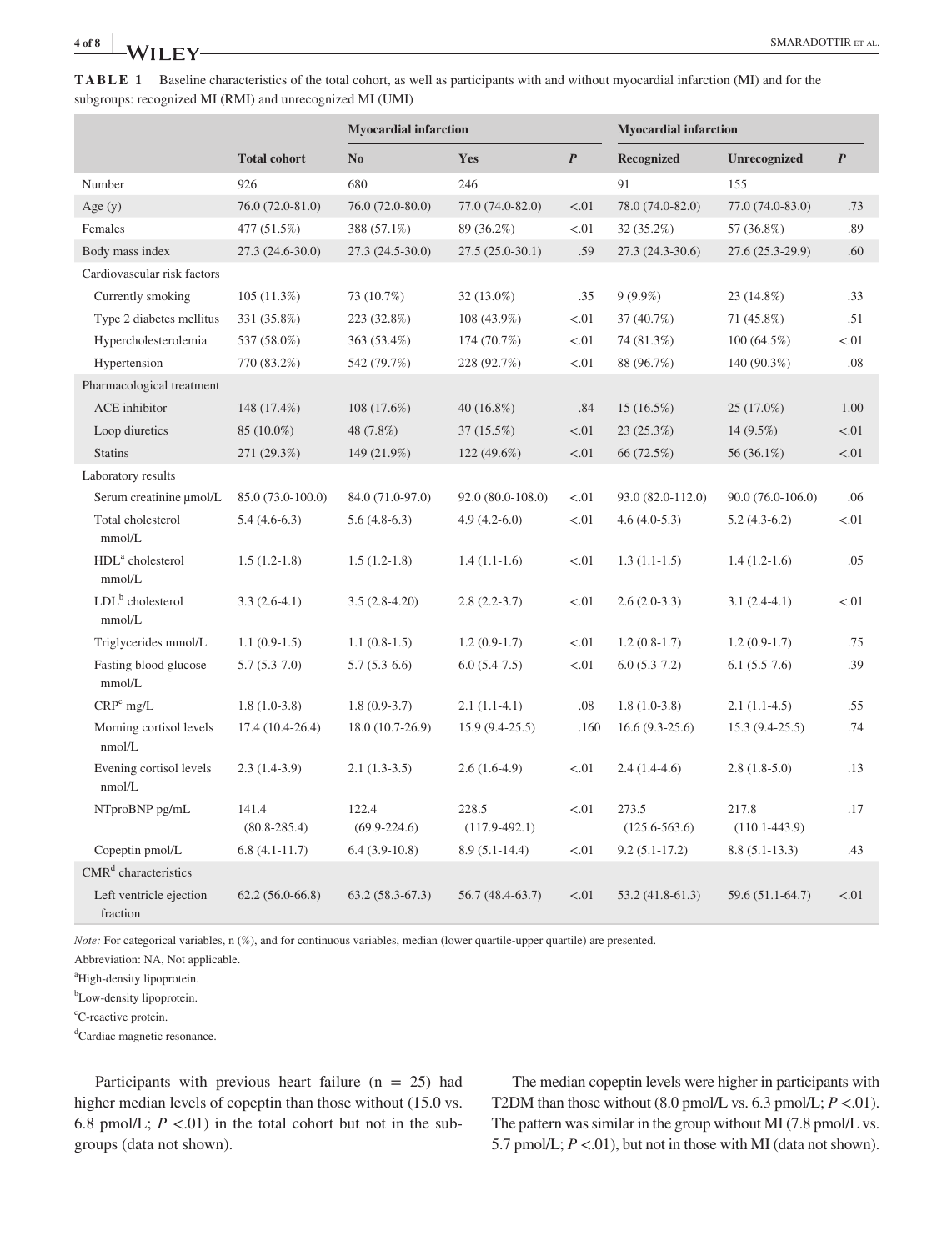**TABLE 1** Baseline characteristics of the total cohort, as well as participants with and without myocardial infarction (MI) and for the subgroups: recognized MI (RMI) and unrecognized MI (UMI)

| | | Myocardial infarction | | | Myocardial infarction | | |
|---|---|---|---|---|---|---|---|
| | Total cohort | No | Yes | *P* | Recognized | Unrecognized | *P* |
| Number | 926 | 680 | 246 | | 91 | 155 | |
| Age (y) | 76.0 (72.0-81.0) | 76.0 (72.0-80.0) | 77.0 (74.0-82.0) | <.01 | 78.0 (74.0-82.0) | 77.0 (74.0-83.0) | .73 |
| Females | 477 (51.5%) | 388 (57.1%) | 89 (36.2%) | <.01 | 32 (35.2%) | 57 (36.8%) | .89 |
| Body mass index | 27.3 (24.6-30.0) | 27.3 (24.5-30.0) | 27.5 (25.0-30.1) | .59 | 27.3 (24.3-30.6) | 27.6 (25.3-29.9) | .60 |
| Cardiovascular risk factors | | | | | | | |
| Currently smoking | 105 (11.3%) | 73 (10.7%) | 32 (13.0%) | .35 | 9 (9.9%) | 23 (14.8%) | .33 |
| Type 2 diabetes mellitus | 331 (35.8%) | 223 (32.8%) | 108 (43.9%) | <.01 | 37 (40.7%) | 71 (45.8%) | .51 |
| Hypercholesterolemia | 537 (58.0%) | 363 (53.4%) | 174 (70.7%) | <.01 | 74 (81.3%) | 100 (64.5%) | <.01 |
| Hypertension | 770 (83.2%) | 542 (79.7%) | 228 (92.7%) | <.01 | 88 (96.7%) | 140 (90.3%) | .08 |
| Pharmacological treatment | | | | | | | |
| ACE inhibitor | 148 (17.4%) | 108 (17.6%) | 40 (16.8%) | .84 | 15 (16.5%) | 25 (17.0%) | 1.00 |
| Loop diuretics | 85 (10.0%) | 48 (7.8%) | 37 (15.5%) | <.01 | 23 (25.3%) | 14 (9.5%) | <.01 |
| Statins | 271 (29.3%) | 149 (21.9%) | 122 (49.6%) | <.01 | 66 (72.5%) | 56 (36.1%) | <.01 |
| Laboratory results | | | | | | | |
| Serum creatinine μmol/L | 85.0 (73.0-100.0) | 84.0 (71.0-97.0) | 92.0 (80.0-108.0) | <.01 | 93.0 (82.0-112.0) | 90.0 (76.0-106.0) | .06 |
| Total cholesterol mmol/L | 5.4 (4.6-6.3) | 5.6 (4.8-6.3) | 4.9 (4.2-6.0) | <.01 | 4.6 (4.0-5.3) | 5.2 (4.3-6.2) | <.01 |
| HDL[a] cholesterol mmol/L | 1.5 (1.2-1.8) | 1.5 (1.2-1.8) | 1.4 (1.1-1.6) | <.01 | 1.3 (1.1-1.5) | 1.4 (1.2-1.6) | .05 |
| LDL[b] cholesterol mmol/L | 3.3 (2.6-4.1) | 3.5 (2.8-4.20) | 2.8 (2.2-3.7) | <.01 | 2.6 (2.0-3.3) | 3.1 (2.4-4.1) | <.01 |
| Triglycerides mmol/L | 1.1 (0.9-1.5) | 1.1 (0.8-1.5) | 1.2 (0.9-1.7) | <.01 | 1.2 (0.8-1.7) | 1.2 (0.9-1.7) | .75 |
| Fasting blood glucose mmol/L | 5.7 (5.3-7.0) | 5.7 (5.3-6.6) | 6.0 (5.4-7.5) | <.01 | 6.0 (5.3-7.2) | 6.1 (5.5-7.6) | .39 |
| CRP[c] mg/L | 1.8 (1.0-3.8) | 1.8 (0.9-3.7) | 2.1 (1.1-4.1) | .08 | 1.8 (1.0-3.8) | 2.1 (1.1-4.5) | .55 |
| Morning cortisol levels nmol/L | 17.4 (10.4-26.4) | 18.0 (10.7-26.9) | 15.9 (9.4-25.5) | .160 | 16.6 (9.3-25.6) | 15.3 (9.4-25.5) | .74 |
| Evening cortisol levels nmol/L | 2.3 (1.4-3.9) | 2.1 (1.3-3.5) | 2.6 (1.6-4.9) | <.01 | 2.4 (1.4-4.6) | 2.8 (1.8-5.0) | .13 |
| NTproBNP pg/mL | 141.4 (80.8-285.4) | 122.4 (69.9-224.6) | 228.5 (117.9-492.1) | <.01 | 273.5 (125.6-563.6) | 217.8 (110.1-443.9) | .17 |
| Copeptin pmol/L | 6.8 (4.1-11.7) | 6.4 (3.9-10.8) | 8.9 (5.1-14.4) | <.01 | 9.2 (5.1-17.2) | 8.8 (5.1-13.3) | .43 |
| CMR[d] characteristics | | | | | | | |
| Left ventricle ejection fraction | 62.2 (56.0-66.8) | 63.2 (58.3-67.3) | 56.7 (48.4-63.7) | <.01 | 53.2 (41.8-61.3) | 59.6 (51.1-64.7) | <.01 |

*Note:* For categorical variables, n (%), and for continuous variables, median (lower quartile-upper quartile) are presented.

Abbreviation: NA, Not applicable.

[a]High-density lipoprotein.

[b]Low-density lipoprotein.

[c]C-reactive protein.

[d]Cardiac magnetic resonance.

Participants with previous heart failure (n = 25) had higher median levels of copeptin than those without (15.0 vs. 6.8 pmol/L; $P < .01$) in the total cohort but not in the subgroups (data not shown).

The median copeptin levels were higher in participants with T2DM than those without (8.0 pmol/L vs. 6.3 pmol/L; $P < .01$). The pattern was similar in the group without MI (7.8 pmol/L vs. 5.7 pmol/L; $P < .01$), but not in those with MI (data not shown).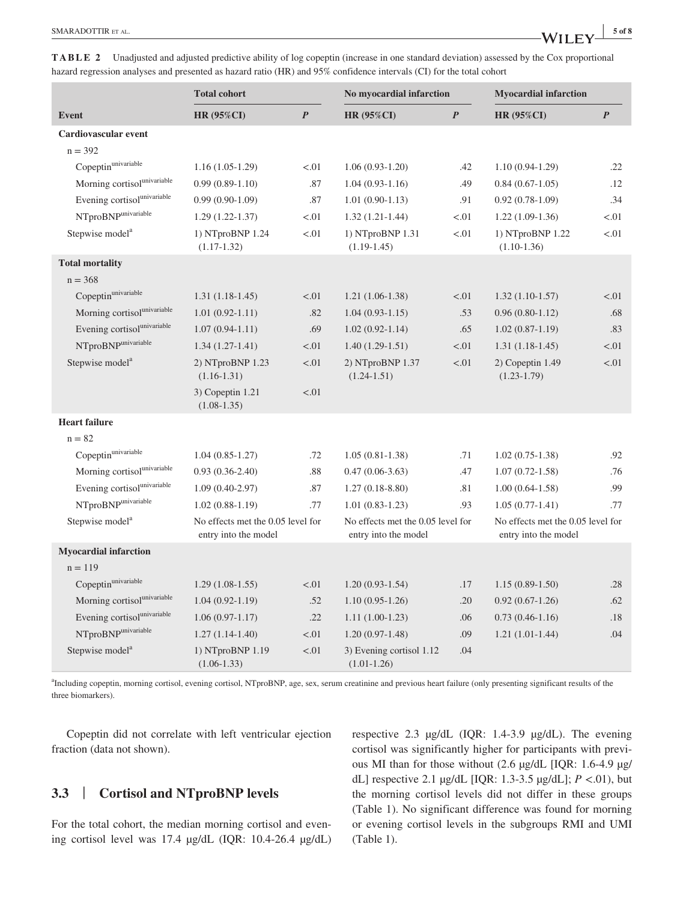**TABLE 2** Unadjusted and adjusted predictive ability of log copeptin (increase in one standard deviation) assessed by the Cox proportional hazard regression analyses and presented as hazard ratio (HR) and 95% confidence intervals (CI) for the total cohort

| | Total cohort | | No myocardial infarction | | Myocardial infarction | |
|---|---|---|---|---|---|---|
| **Event** | **HR (95%CI)** | ***P*** | **HR (95%CI)** | ***P*** | **HR (95%CI)** | ***P*** |
| **Cardiovascular event** | | | | | | |
| n = 392 | | | | | | |
| Copeptin[univariable] | 1.16 (1.05-1.29) | <.01 | 1.06 (0.93-1.20) | .42 | 1.10 (0.94-1.29) | .22 |
| Morning cortisol[univariable] | 0.99 (0.89-1.10) | .87 | 1.04 (0.93-1.16) | .49 | 0.84 (0.67-1.05) | .12 |
| Evening cortisol[univariable] | 0.99 (0.90-1.09) | .87 | 1.01 (0.90-1.13) | .91 | 0.92 (0.78-1.09) | .34 |
| NTproBNP[univariable] | 1.29 (1.22-1.37) | <.01 | 1.32 (1.21-1.44) | <.01 | 1.22 (1.09-1.36) | <.01 |
| Stepwise model[a] | 1) NTproBNP 1.24 (1.17-1.32) | <.01 | 1) NTproBNP 1.31 (1.19-1.45) | <.01 | 1) NTproBNP 1.22 (1.10-1.36) | <.01 |
| **Total mortality** | | | | | | |
| n = 368 | | | | | | |
| Copeptin[univariable] | 1.31 (1.18-1.45) | <.01 | 1.21 (1.06-1.38) | <.01 | 1.32 (1.10-1.57) | <.01 |
| Morning cortisol[univariable] | 1.01 (0.92-1.11) | .82 | 1.04 (0.93-1.15) | .53 | 0.96 (0.80-1.12) | .68 |
| Evening cortisol[univariable] | 1.07 (0.94-1.11) | .69 | 1.02 (0.92-1.14) | .65 | 1.02 (0.87-1.19) | .83 |
| NTproBNP[univariable] | 1.34 (1.27-1.41) | <.01 | 1.40 (1.29-1.51) | <.01 | 1.31 (1.18-1.45) | <.01 |
| Stepwise model[a] | 2) NTproBNP 1.23 (1.16-1.31) | <.01 | 2) NTproBNP 1.37 (1.24-1.51) | <.01 | 2) Copeptin 1.49 (1.23-1.79) | <.01 |
| | 3) Copeptin 1.21 (1.08-1.35) | <.01 | | | | |
| **Heart failure** | | | | | | |
| n = 82 | | | | | | |
| Copeptin[univariable] | 1.04 (0.85-1.27) | .72 | 1.05 (0.81-1.38) | .71 | 1.02 (0.75-1.38) | .92 |
| Morning cortisol[univariable] | 0.93 (0.36-2.40) | .88 | 0.47 (0.06-3.63) | .47 | 1.07 (0.72-1.58) | .76 |
| Evening cortisol[univariable] | 1.09 (0.40-2.97) | .87 | 1.27 (0.18-8.80) | .81 | 1.00 (0.64-1.58) | .99 |
| NTproBNP[univariable] | 1.02 (0.88-1.19) | .77 | 1.01 (0.83-1.23) | .93 | 1.05 (0.77-1.41) | .77 |
| Stepwise model[a] | No effects met the 0.05 level for entry into the model | | No effects met the 0.05 level for entry into the model | | No effects met the 0.05 level for entry into the model | |
| **Myocardial infarction** | | | | | | |
| n = 119 | | | | | | |
| Copeptin[univariable] | 1.29 (1.08-1.55) | <.01 | 1.20 (0.93-1.54) | .17 | 1.15 (0.89-1.50) | .28 |
| Morning cortisol[univariable] | 1.04 (0.92-1.19) | .52 | 1.10 (0.95-1.26) | .20 | 0.92 (0.67-1.26) | .62 |
| Evening cortisol[univariable] | 1.06 (0.97-1.17) | .22 | 1.11 (1.00-1.23) | .06 | 0.73 (0.46-1.16) | .18 |
| NTproBNP[univariable] | 1.27 (1.14-1.40) | <.01 | 1.20 (0.97-1.48) | .09 | 1.21 (1.01-1.44) | .04 |
| Stepwise model[a] | 1) NTproBNP 1.19 (1.06-1.33) | <.01 | 3) Evening cortisol 1.12 (1.01-1.26) | .04 | | |

[a]Including copeptin, morning cortisol, evening cortisol, NTproBNP, age, sex, serum creatinine and previous heart failure (only presenting significant results of the three biomarkers).

Copeptin did not correlate with left ventricular ejection fraction (data not shown).

### 3.3 | Cortisol and NTproBNP levels

For the total cohort, the median morning cortisol and evening cortisol level was 17.4 μg/dL (IQR: 10.4-26.4 μg/dL) respective 2.3 μg/dL (IQR: 1.4-3.9 μg/dL). The evening cortisol was significantly higher for participants with previous MI than for those without (2.6 μg/dL [IQR: 1.6-4.9 μg/dL] respective 2.1 μg/dL [IQR: 1.3-3.5 μg/dL]; $P < .01$), but the morning cortisol levels did not differ in these groups (Table 1). No significant difference was found for morning or evening cortisol levels in the subgroups RMI and UMI (Table 1).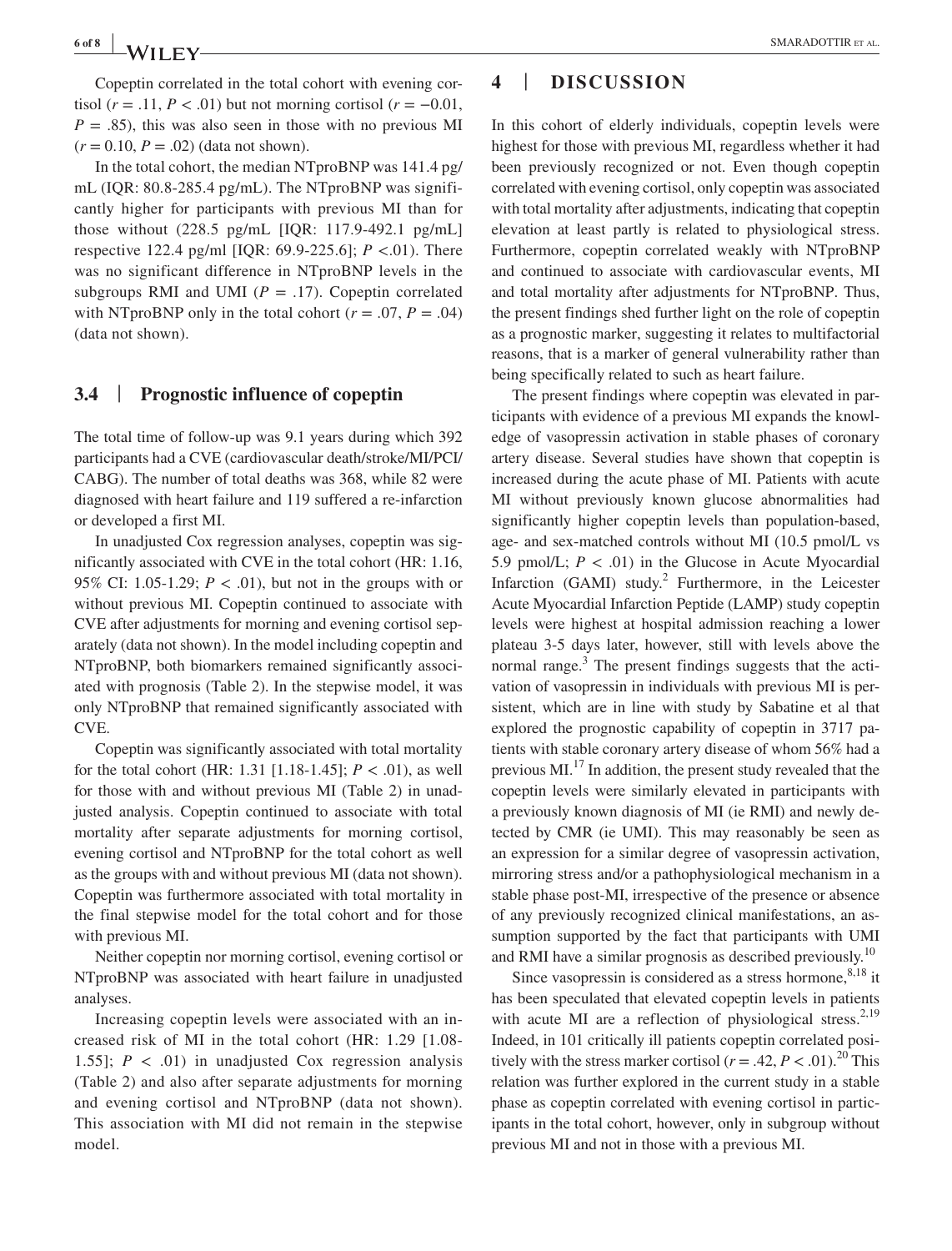Copeptin correlated in the total cohort with evening cortisol ($r = .11$, $P < .01$) but not morning cortisol ($r = -0.01$, $P = .85$), this was also seen in those with no previous MI ($r = 0.10$, $P = .02$) (data not shown).

In the total cohort, the median NTproBNP was 141.4 pg/mL (IQR: 80.8-285.4 pg/mL). The NTproBNP was significantly higher for participants with previous MI than for those without (228.5 pg/mL [IQR: 117.9-492.1 pg/mL] respective 122.4 pg/ml [IQR: 69.9-225.6]; $P < .01$). There was no significant difference in NTproBNP levels in the subgroups RMI and UMI ($P = .17$). Copeptin correlated with NTproBNP only in the total cohort ($r = .07$, $P = .04$) (data not shown).

### 3.4 | Prognostic influence of copeptin

The total time of follow-up was 9.1 years during which 392 participants had a CVE (cardiovascular death/stroke/MI/PCI/CABG). The number of total deaths was 368, while 82 were diagnosed with heart failure and 119 suffered a re-infarction or developed a first MI.

In unadjusted Cox regression analyses, copeptin was significantly associated with CVE in the total cohort (HR: 1.16, 95% CI: 1.05-1.29; $P < .01$), but not in the groups with or without previous MI. Copeptin continued to associate with CVE after adjustments for morning and evening cortisol separately (data not shown). In the model including copeptin and NTproBNP, both biomarkers remained significantly associated with prognosis (Table 2). In the stepwise model, it was only NTproBNP that remained significantly associated with CVE.

Copeptin was significantly associated with total mortality for the total cohort (HR: 1.31 [1.18-1.45]; $P < .01$), as well for those with and without previous MI (Table 2) in unadjusted analysis. Copeptin continued to associate with total mortality after separate adjustments for morning cortisol, evening cortisol and NTproBNP for the total cohort as well as the groups with and without previous MI (data not shown). Copeptin was furthermore associated with total mortality in the final stepwise model for the total cohort and for those with previous MI.

Neither copeptin nor morning cortisol, evening cortisol or NTproBNP was associated with heart failure in unadjusted analyses.

Increasing copeptin levels were associated with an increased risk of MI in the total cohort (HR: 1.29 [1.08-1.55]; $P < .01$) in unadjusted Cox regression analysis (Table 2) and also after separate adjustments for morning and evening cortisol and NTproBNP (data not shown). This association with MI did not remain in the stepwise model.

## 4 | DISCUSSION

In this cohort of elderly individuals, copeptin levels were highest for those with previous MI, regardless whether it had been previously recognized or not. Even though copeptin correlated with evening cortisol, only copeptin was associated with total mortality after adjustments, indicating that copeptin elevation at least partly is related to physiological stress. Furthermore, copeptin correlated weakly with NTproBNP and continued to associate with cardiovascular events, MI and total mortality after adjustments for NTproBNP. Thus, the present findings shed further light on the role of copeptin as a prognostic marker, suggesting it relates to multifactorial reasons, that is a marker of general vulnerability rather than being specifically related to such as heart failure.

The present findings where copeptin was elevated in participants with evidence of a previous MI expands the knowledge of vasopressin activation in stable phases of coronary artery disease. Several studies have shown that copeptin is increased during the acute phase of MI. Patients with acute MI without previously known glucose abnormalities had significantly higher copeptin levels than population-based, age- and sex-matched controls without MI (10.5 pmol/L vs 5.9 pmol/L; $P < .01$) in the Glucose in Acute Myocardial Infarction (GAMI) study.[2] Furthermore, in the Leicester Acute Myocardial Infarction Peptide (LAMP) study copeptin levels were highest at hospital admission reaching a lower plateau 3-5 days later, however, still with levels above the normal range.[3] The present findings suggests that the activation of vasopressin in individuals with previous MI is persistent, which are in line with study by Sabatine et al that explored the prognostic capability of copeptin in 3717 patients with stable coronary artery disease of whom 56% had a previous MI.[17] In addition, the present study revealed that the copeptin levels were similarly elevated in participants with a previously known diagnosis of MI (ie RMI) and newly detected by CMR (ie UMI). This may reasonably be seen as an expression for a similar degree of vasopressin activation, mirroring stress and/or a pathophysiological mechanism in a stable phase post-MI, irrespective of the presence or absence of any previously recognized clinical manifestations, an assumption supported by the fact that participants with UMI and RMI have a similar prognosis as described previously.[10]

Since vasopressin is considered as a stress hormone,[8,18] it has been speculated that elevated copeptin levels in patients with acute MI are a reflection of physiological stress.[2,19] Indeed, in 101 critically ill patients copeptin correlated positively with the stress marker cortisol ($r = .42$, $P < .01$).[20] This relation was further explored in the current study in a stable phase as copeptin correlated with evening cortisol in participants in the total cohort, however, only in subgroup without previous MI and not in those with a previous MI.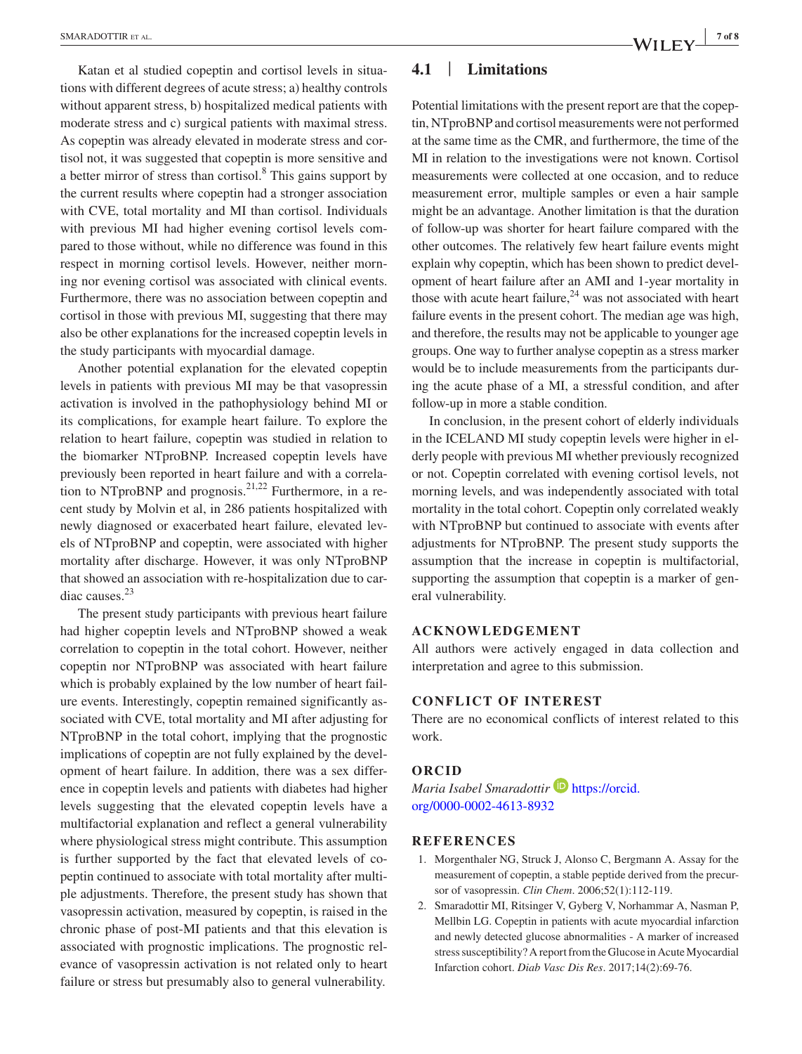Katan et al studied copeptin and cortisol levels in situations with different degrees of acute stress; a) healthy controls without apparent stress, b) hospitalized medical patients with moderate stress and c) surgical patients with maximal stress. As copeptin was already elevated in moderate stress and cortisol not, it was suggested that copeptin is more sensitive and a better mirror of stress than cortisol.[8] This gains support by the current results where copeptin had a stronger association with CVE, total mortality and MI than cortisol. Individuals with previous MI had higher evening cortisol levels compared to those without, while no difference was found in this respect in morning cortisol levels. However, neither morning nor evening cortisol was associated with clinical events. Furthermore, there was no association between copeptin and cortisol in those with previous MI, suggesting that there may also be other explanations for the increased copeptin levels in the study participants with myocardial damage.

Another potential explanation for the elevated copeptin levels in patients with previous MI may be that vasopressin activation is involved in the pathophysiology behind MI or its complications, for example heart failure. To explore the relation to heart failure, copeptin was studied in relation to the biomarker NTproBNP. Increased copeptin levels have previously been reported in heart failure and with a correlation to NTproBNP and prognosis.[21,22] Furthermore, in a recent study by Molvin et al, in 286 patients hospitalized with newly diagnosed or exacerbated heart failure, elevated levels of NTproBNP and copeptin, were associated with higher mortality after discharge. However, it was only NTproBNP that showed an association with re-hospitalization due to cardiac causes.[23]

The present study participants with previous heart failure had higher copeptin levels and NTproBNP showed a weak correlation to copeptin in the total cohort. However, neither copeptin nor NTproBNP was associated with heart failure which is probably explained by the low number of heart failure events. Interestingly, copeptin remained significantly associated with CVE, total mortality and MI after adjusting for NTproBNP in the total cohort, implying that the prognostic implications of copeptin are not fully explained by the development of heart failure. In addition, there was a sex difference in copeptin levels and patients with diabetes had higher levels suggesting that the elevated copeptin levels have a multifactorial explanation and reflect a general vulnerability where physiological stress might contribute. This assumption is further supported by the fact that elevated levels of copeptin continued to associate with total mortality after multiple adjustments. Therefore, the present study has shown that vasopressin activation, measured by copeptin, is raised in the chronic phase of post-MI patients and that this elevation is associated with prognostic implications. The prognostic relevance of vasopressin activation is not related only to heart failure or stress but presumably also to general vulnerability.

## 4.1 | Limitations

Potential limitations with the present report are that the copeptin, NTproBNP and cortisol measurements were not performed at the same time as the CMR, and furthermore, the time of the MI in relation to the investigations were not known. Cortisol measurements were collected at one occasion, and to reduce measurement error, multiple samples or even a hair sample might be an advantage. Another limitation is that the duration of follow-up was shorter for heart failure compared with the other outcomes. The relatively few heart failure events might explain why copeptin, which has been shown to predict development of heart failure after an AMI and 1-year mortality in those with acute heart failure,[24] was not associated with heart failure events in the present cohort. The median age was high, and therefore, the results may not be applicable to younger age groups. One way to further analyse copeptin as a stress marker would be to include measurements from the participants during the acute phase of a MI, a stressful condition, and after follow-up in more a stable condition.

In conclusion, in the present cohort of elderly individuals in the ICELAND MI study copeptin levels were higher in elderly people with previous MI whether previously recognized or not. Copeptin correlated with evening cortisol levels, not morning levels, and was independently associated with total mortality in the total cohort. Copeptin only correlated weakly with NTproBNP but continued to associate with events after adjustments for NTproBNP. The present study supports the assumption that the increase in copeptin is multifactorial, supporting the assumption that copeptin is a marker of general vulnerability.

## ACKNOWLEDGEMENT

All authors were actively engaged in data collection and interpretation and agree to this submission.

## CONFLICT OF INTEREST

There are no economical conflicts of interest related to this work.

## ORCID

*Maria Isabel Smaradottir* https://orcid.org/0000-0002-4613-8932

## REFERENCES

1. Morgenthaler NG, Struck J, Alonso C, Bergmann A. Assay for the measurement of copeptin, a stable peptide derived from the precursor of vasopressin. *Clin Chem*. 2006;52(1):112-119.
2. Smaradottir MI, Ritsinger V, Gyberg V, Norhammar A, Nasman P, Mellbin LG. Copeptin in patients with acute myocardial infarction and newly detected glucose abnormalities - A marker of increased stress susceptibility? A report from the Glucose in Acute Myocardial Infarction cohort. *Diab Vasc Dis Res*. 2017;14(2):69-76.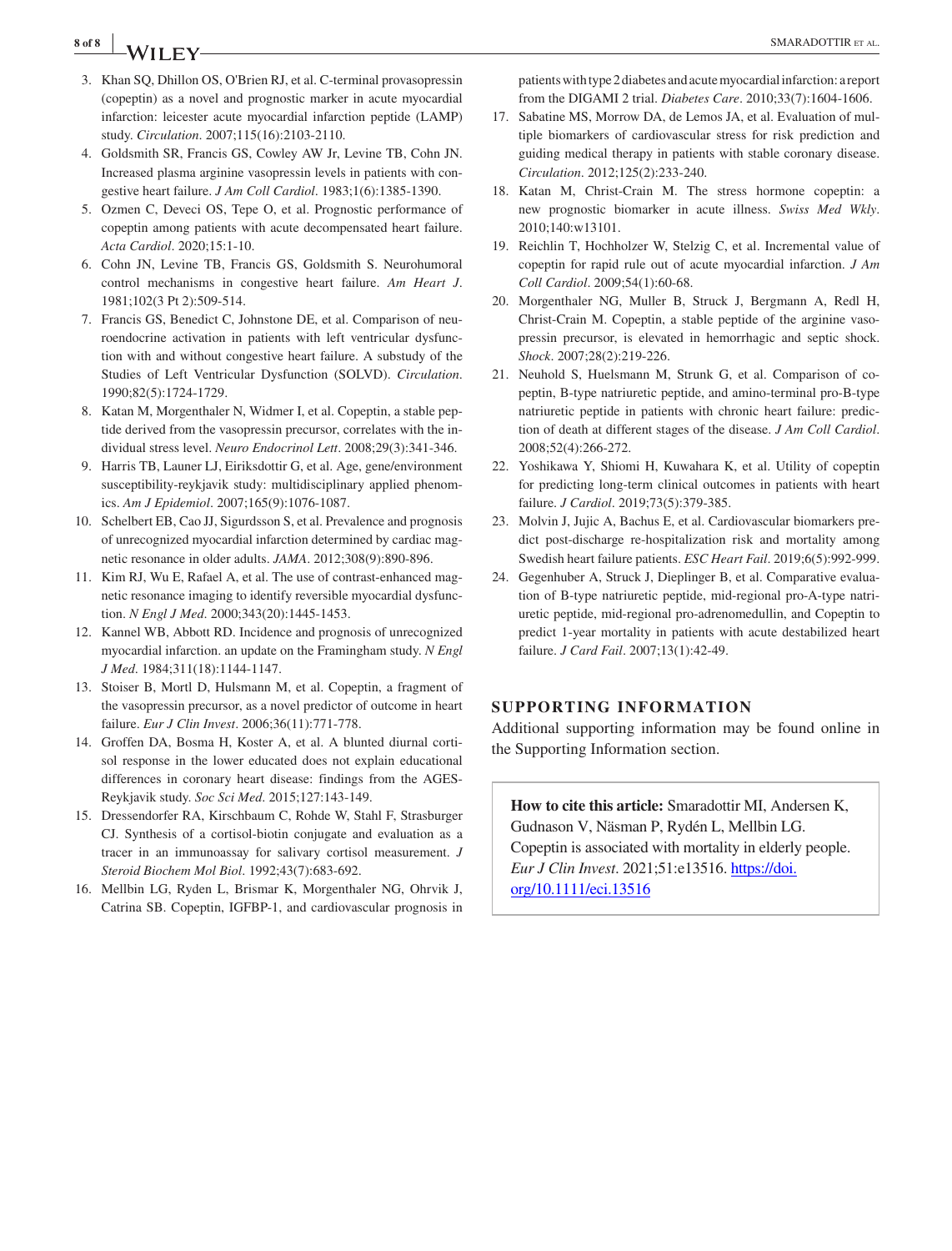3. Khan SQ, Dhillon OS, O'Brien RJ, et al. C-terminal provasopressin (copeptin) as a novel and prognostic marker in acute myocardial infarction: leicester acute myocardial infarction peptide (LAMP) study. *Circulation*. 2007;115(16):2103-2110.
4. Goldsmith SR, Francis GS, Cowley AW Jr, Levine TB, Cohn JN. Increased plasma arginine vasopressin levels in patients with congestive heart failure. *J Am Coll Cardiol*. 1983;1(6):1385-1390.
5. Ozmen C, Deveci OS, Tepe O, et al. Prognostic performance of copeptin among patients with acute decompensated heart failure. *Acta Cardiol*. 2020;15:1-10.
6. Cohn JN, Levine TB, Francis GS, Goldsmith S. Neurohumoral control mechanisms in congestive heart failure. *Am Heart J*. 1981;102(3 Pt 2):509-514.
7. Francis GS, Benedict C, Johnstone DE, et al. Comparison of neuroendocrine activation in patients with left ventricular dysfunction with and without congestive heart failure. A substudy of the Studies of Left Ventricular Dysfunction (SOLVD). *Circulation*. 1990;82(5):1724-1729.
8. Katan M, Morgenthaler N, Widmer I, et al. Copeptin, a stable peptide derived from the vasopressin precursor, correlates with the individual stress level. *Neuro Endocrinol Lett*. 2008;29(3):341-346.
9. Harris TB, Launer LJ, Eiriksdottir G, et al. Age, gene/environment susceptibility-reykjavik study: multidisciplinary applied phenomics. *Am J Epidemiol*. 2007;165(9):1076-1087.
10. Schelbert EB, Cao JJ, Sigurdsson S, et al. Prevalence and prognosis of unrecognized myocardial infarction determined by cardiac magnetic resonance in older adults. *JAMA*. 2012;308(9):890-896.
11. Kim RJ, Wu E, Rafael A, et al. The use of contrast-enhanced magnetic resonance imaging to identify reversible myocardial dysfunction. *N Engl J Med*. 2000;343(20):1445-1453.
12. Kannel WB, Abbott RD. Incidence and prognosis of unrecognized myocardial infarction. an update on the Framingham study. *N Engl J Med*. 1984;311(18):1144-1147.
13. Stoiser B, Mortl D, Hulsmann M, et al. Copeptin, a fragment of the vasopressin precursor, as a novel predictor of outcome in heart failure. *Eur J Clin Invest*. 2006;36(11):771-778.
14. Groffen DA, Bosma H, Koster A, et al. A blunted diurnal cortisol response in the lower educated does not explain educational differences in coronary heart disease: findings from the AGES-Reykjavik study. *Soc Sci Med*. 2015;127:143-149.
15. Dressendorfer RA, Kirschbaum C, Rohde W, Stahl F, Strasburger CJ. Synthesis of a cortisol-biotin conjugate and evaluation as a tracer in an immunoassay for salivary cortisol measurement. *J Steroid Biochem Mol Biol*. 1992;43(7):683-692.
16. Mellbin LG, Ryden L, Brismar K, Morgenthaler NG, Ohrvik J, Catrina SB. Copeptin, IGFBP-1, and cardiovascular prognosis in patients with type 2 diabetes and acute myocardial infarction: a report from the DIGAMI 2 trial. *Diabetes Care*. 2010;33(7):1604-1606.
17. Sabatine MS, Morrow DA, de Lemos JA, et al. Evaluation of multiple biomarkers of cardiovascular stress for risk prediction and guiding medical therapy in patients with stable coronary disease. *Circulation*. 2012;125(2):233-240.
18. Katan M, Christ-Crain M. The stress hormone copeptin: a new prognostic biomarker in acute illness. *Swiss Med Wkly*. 2010;140:w13101.
19. Reichlin T, Hochholzer W, Stelzig C, et al. Incremental value of copeptin for rapid rule out of acute myocardial infarction. *J Am Coll Cardiol*. 2009;54(1):60-68.
20. Morgenthaler NG, Muller B, Struck J, Bergmann A, Redl H, Christ-Crain M. Copeptin, a stable peptide of the arginine vasopressin precursor, is elevated in hemorrhagic and septic shock. *Shock*. 2007;28(2):219-226.
21. Neuhold S, Huelsmann M, Strunk G, et al. Comparison of copeptin, B-type natriuretic peptide, and amino-terminal pro-B-type natriuretic peptide in patients with chronic heart failure: prediction of death at different stages of the disease. *J Am Coll Cardiol*. 2008;52(4):266-272.
22. Yoshikawa Y, Shiomi H, Kuwahara K, et al. Utility of copeptin for predicting long-term clinical outcomes in patients with heart failure. *J Cardiol*. 2019;73(5):379-385.
23. Molvin J, Jujic A, Bachus E, et al. Cardiovascular biomarkers predict post-discharge re-hospitalization risk and mortality among Swedish heart failure patients. *ESC Heart Fail*. 2019;6(5):992-999.
24. Gegenhuber A, Struck J, Dieplinger B, et al. Comparative evaluation of B-type natriuretic peptide, mid-regional pro-A-type natriuretic peptide, mid-regional pro-adrenomedullin, and Copeptin to predict 1-year mortality in patients with acute destabilized heart failure. *J Card Fail*. 2007;13(1):42-49.

## SUPPORTING INFORMATION

Additional supporting information may be found online in the Supporting Information section.

**How to cite this article:** Smaradottir MI, Andersen K, Gudnason V, Näsman P, Rydén L, Mellbin LG. Copeptin is associated with mortality in elderly people. *Eur J Clin Invest*. 2021;51:e13516. https://doi.org/10.1111/eci.13516